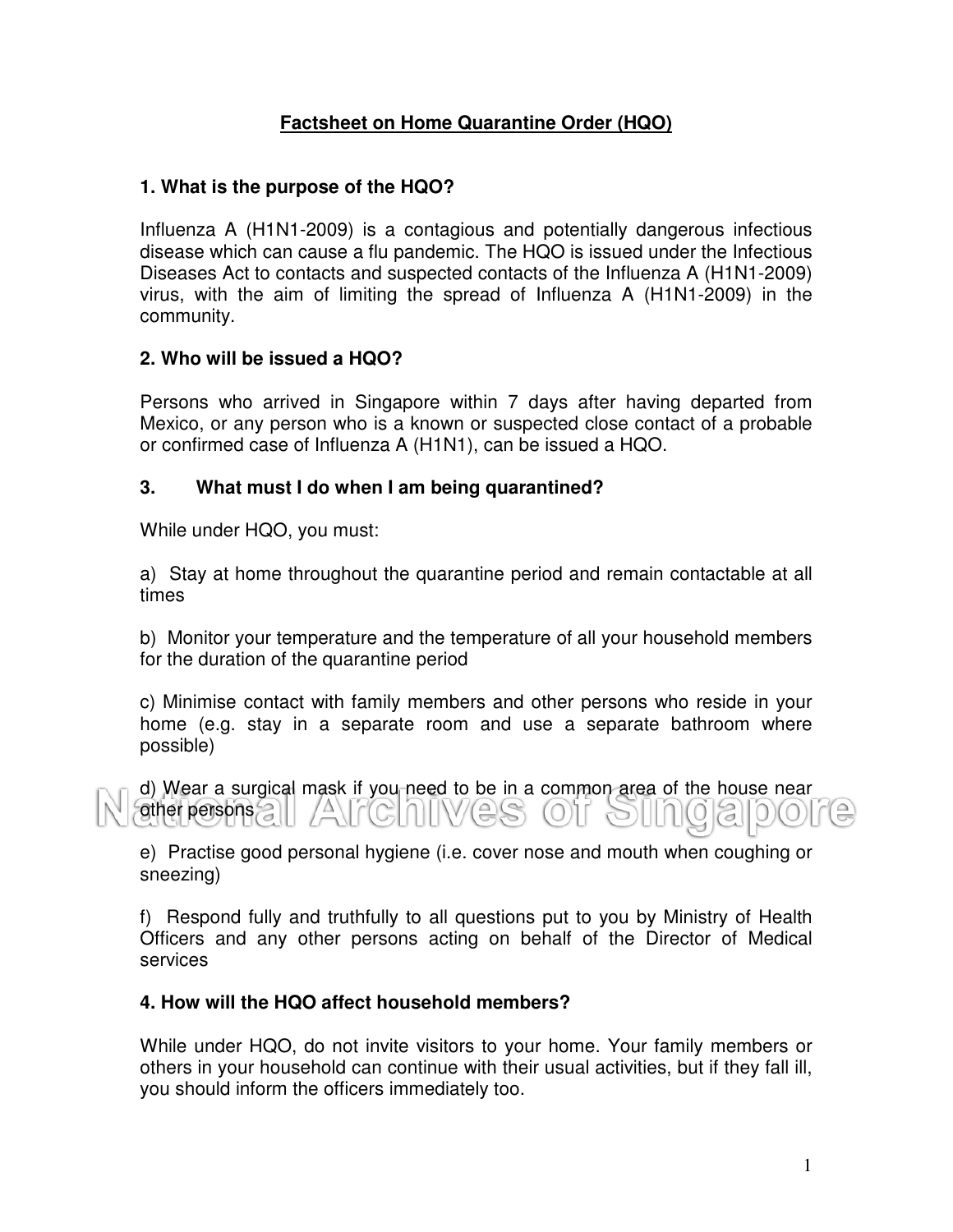# Factsheet on Home Quarantine Order (HQO)

### 1. What is the purpose of the HQO?

Influenza A (H1N1-2009) is a contagious and potentially dangerous infectious disease which can cause a flu pandemic. The HQO is issued under the Infectious Diseases Act to contacts and suspected contacts of the Influenza A (H1N1-2009) virus, with the aim of limiting the spread of Influenza A (H1N1-2009) in the community.

### 2. Who will be issued a HQO?

Persons who arrived in Singapore within 7 days after having departed from Mexico, or any person who is a known or suspected close contact of a probable or confirmed case of Influenza A (H1N1), can be issued a HQO.

### 3. What must I do when I am being quarantined?

While under HQO, you must:

a) Stay at home throughout the quarantine period and remain contactable at all times

b) Monitor your temperature and the temperature of all your household members for the duration of the quarantine period

c) Minimise contact with family members and other persons who reside in your home (e.g. stay in a separate room and use a separate bathroom where possible)

d) Wear a surgical mask if you need to be in a common area of the house near other persons

e) Practise good personal hygiene (i.e. cover nose and mouth when coughing or sneezing)

f) Respond fully and truthfully to all questions put to you by Ministry of Health Officers and any other persons acting on behalf of the Director of Medical services

### 4. How will the HQO affect household members?

While under HQO, do not invite visitors to your home. Your family members or others in your household can continue with their usual activities, but if they fall ill, you should inform the officers immediately too.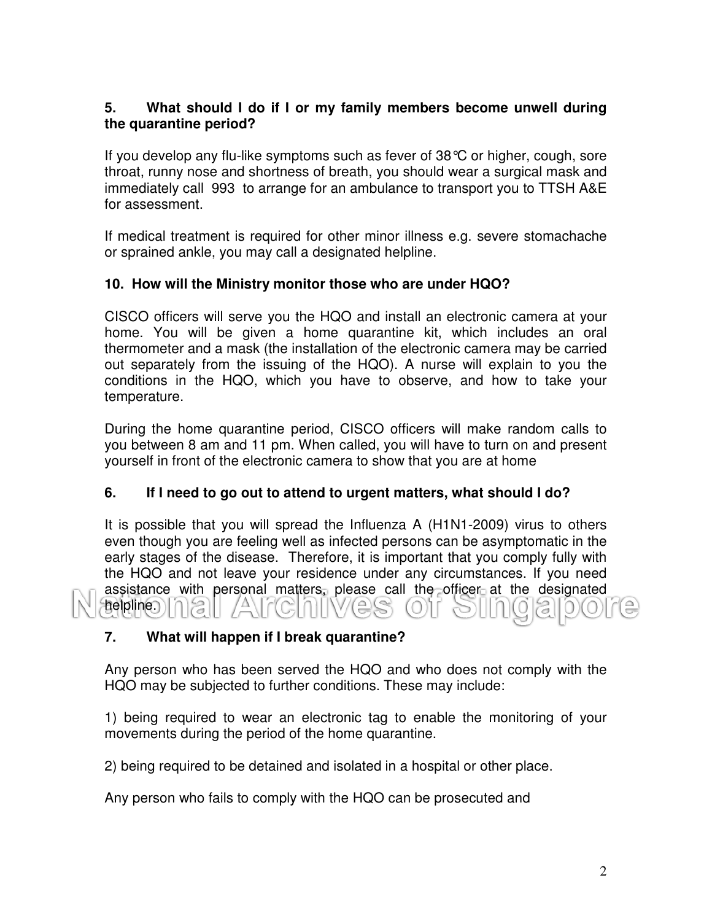**5. What should I do if I or my family members become unwell during the quarantine period?**

If you develop any flu-like symptoms such as fever of 38℃ or higher, cough, sore throat, runny nose and shortness of breath, you should wear a surgical mask and immediately call 993 to arrange for an ambulance to transport you to TTSH A&E for assessment.

If medical treatment is required for other minor illness e.g. severe stomachache or sprained ankle, you may call a designated helpline.

**10. How will the Ministry monitor those who are under HQO?**

CISCO officers will serve you the HQO and install an electronic camera at your home. You will be given a home quarantine kit, which includes an oral thermometer and a mask (the installation of the electronic camera may be carried out separately from the issuing of the HQO). A nurse will explain to you the conditions in the HQO, which you have to observe, and how to take your temperature.

During the home quarantine period, CISCO officers will make random calls to you between 8 am and 11 pm. When called, you will have to turn on and present yourself in front of the electronic camera to show that you are at home

**6. If I need to go out to attend to urgent matters, what should I do?**

It is possible that you will spread the Influenza A (H1N1-2009) virus to others even though you are feeling well as infected persons can be asymptomatic in the early stages of the disease. Therefore, it is important that you comply fully with the HQO and not leave your residence under any circumstances. If you need assistance with personal matters, please call the officer at the designated helpline.

**7. What will happen if I break quarantine?**

Any person who has been served the HQO and who does not comply with the HQO may be subjected to further conditions. These may include:

1) being required to wear an electronic tag to enable the monitoring of your movements during the period of the home quarantine.

2) being required to be detained and isolated in a hospital or other place.

Any person who fails to comply with the HQO can be prosecuted and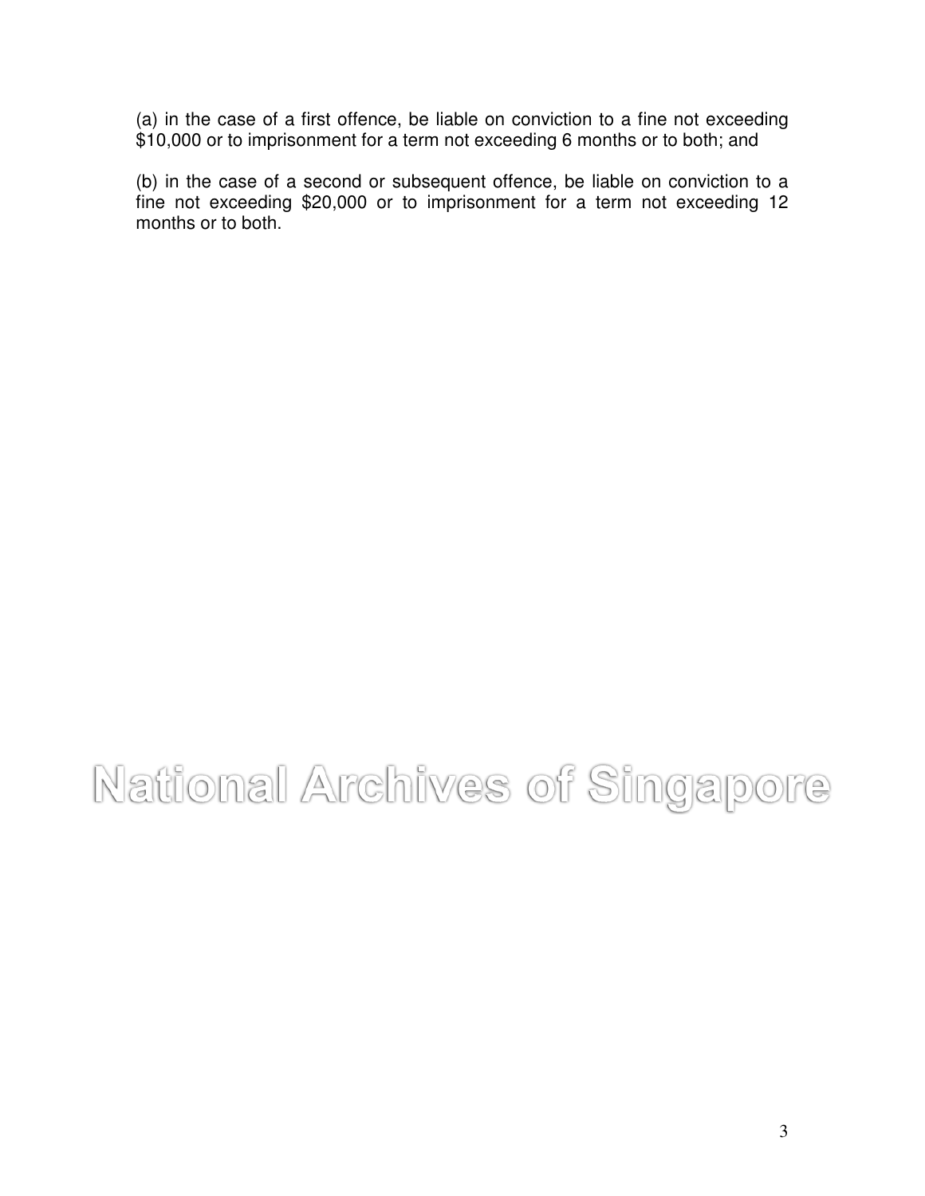(a) in the case of a first offence, be liable on conviction to a fine not exceeding $10,000 or to imprisonment for a term not exceeding 6 months or to both; and

(b) in the case of a second or subsequent offence, be liable on conviction to a fine not exceeding $20,000 or to imprisonment for a term not exceeding 12 months or to both.